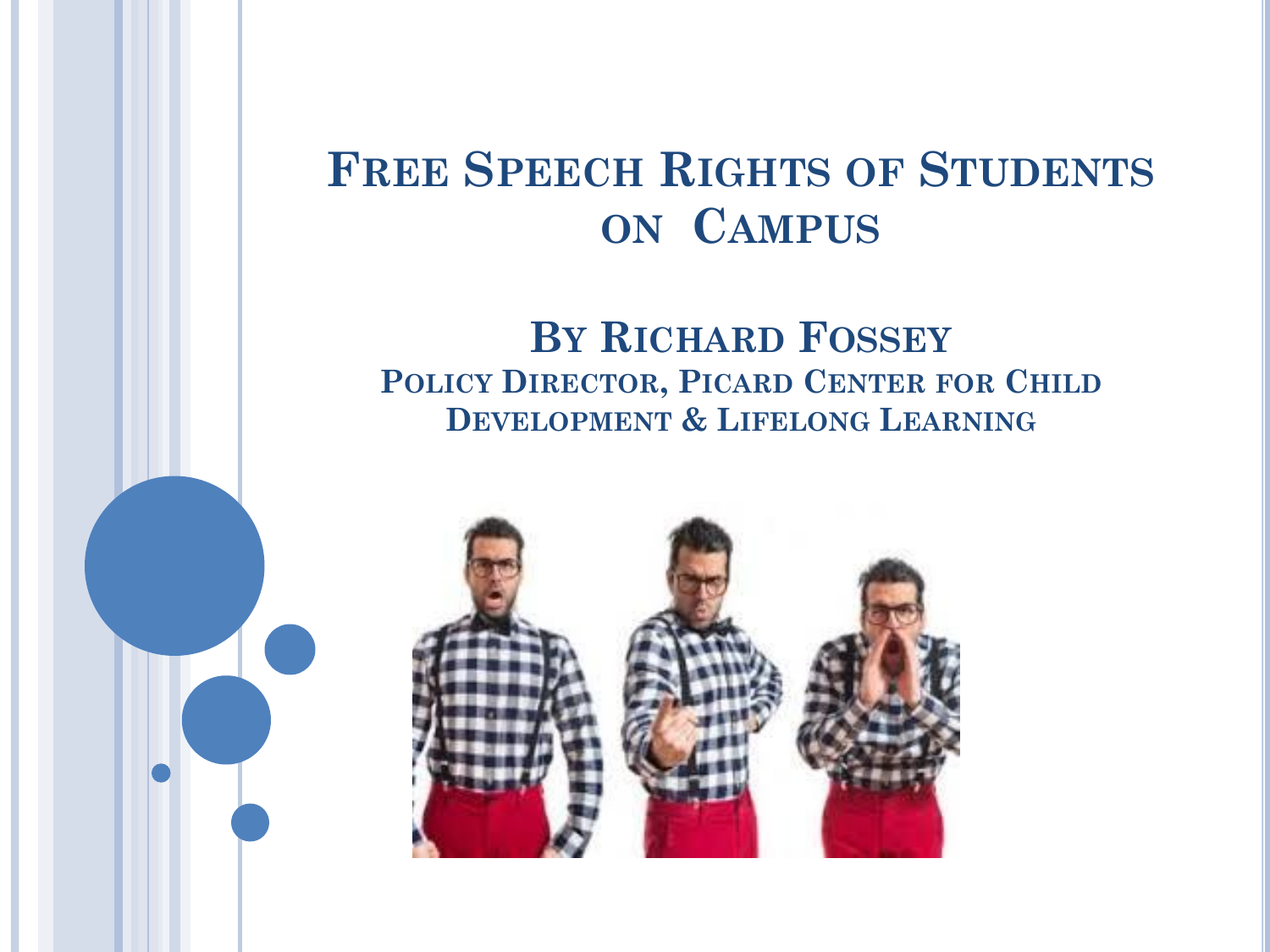# Free Speech Rights of Students on Campus

## By Richard Fossey

### Policy Director, Picard Center for Child Development & Lifelong Learning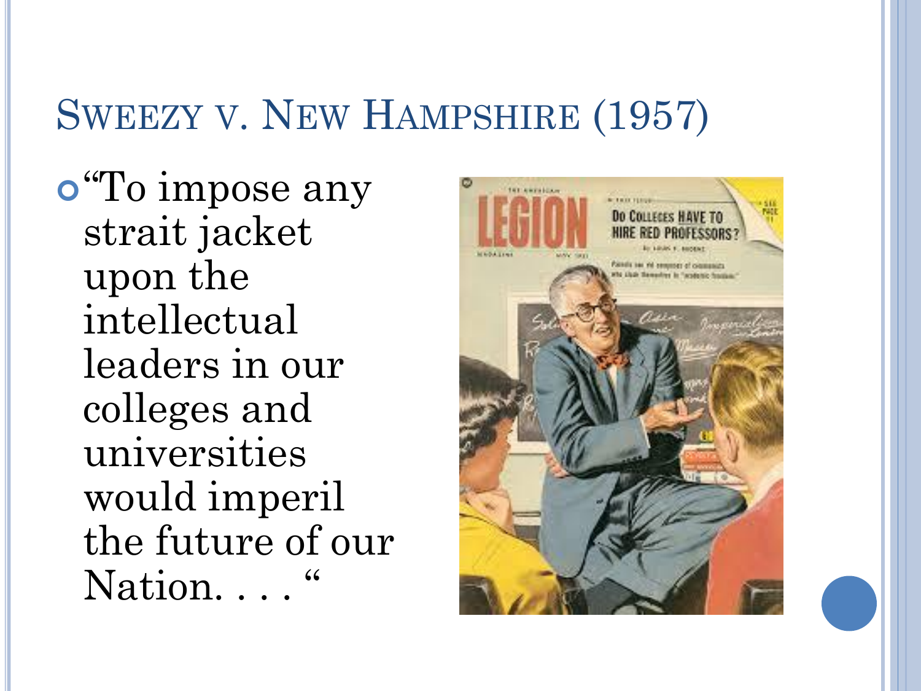# Sweezy v. New Hampshire (1957)

- "To impose any strait jacket upon the intellectual leaders in our colleges and universities would imperil the future of our Nation. . . . "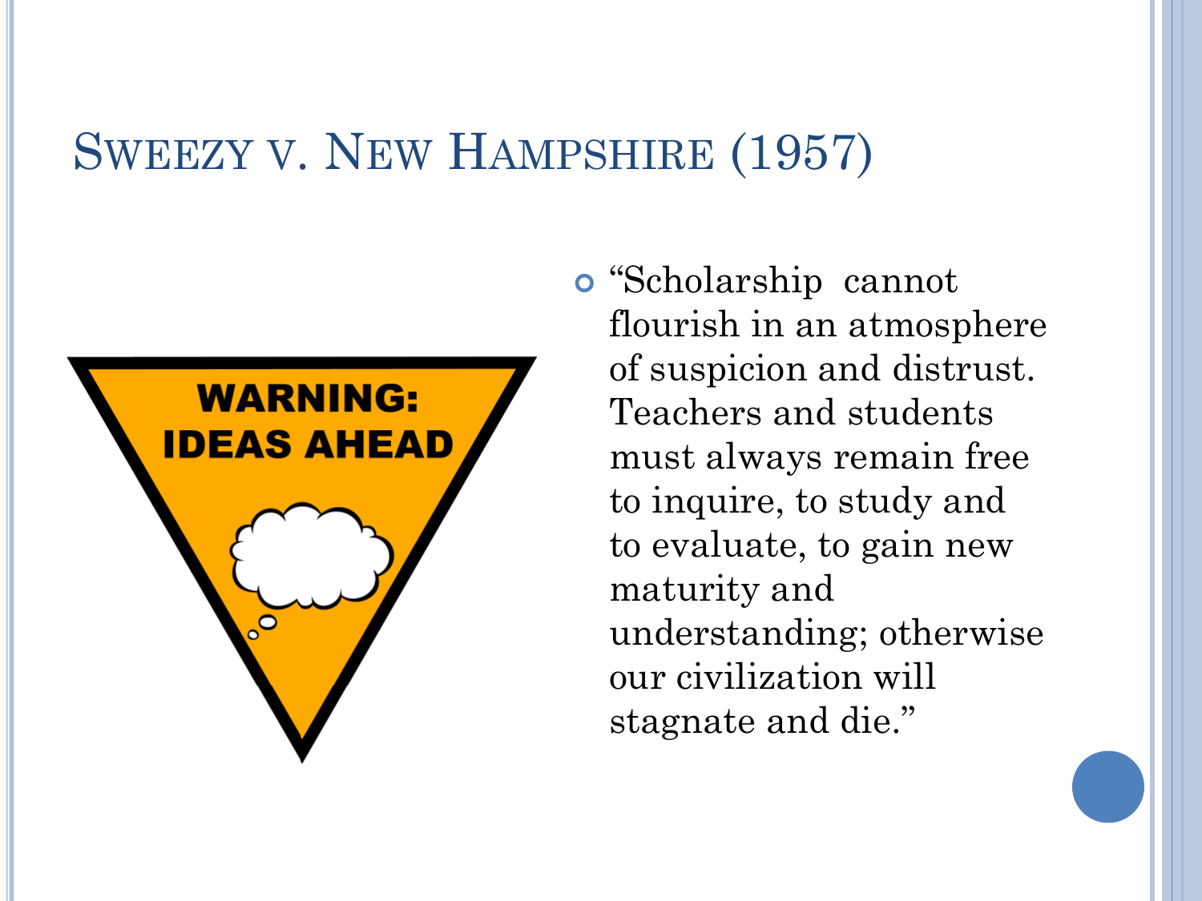# Sweezy v. New Hampshire (1957)

WARNING: IDEAS AHEAD

- "Scholarship cannot flourish in an atmosphere of suspicion and distrust. Teachers and students must always remain free to inquire, to study and to evaluate, to gain new maturity and understanding; otherwise our civilization will stagnate and die."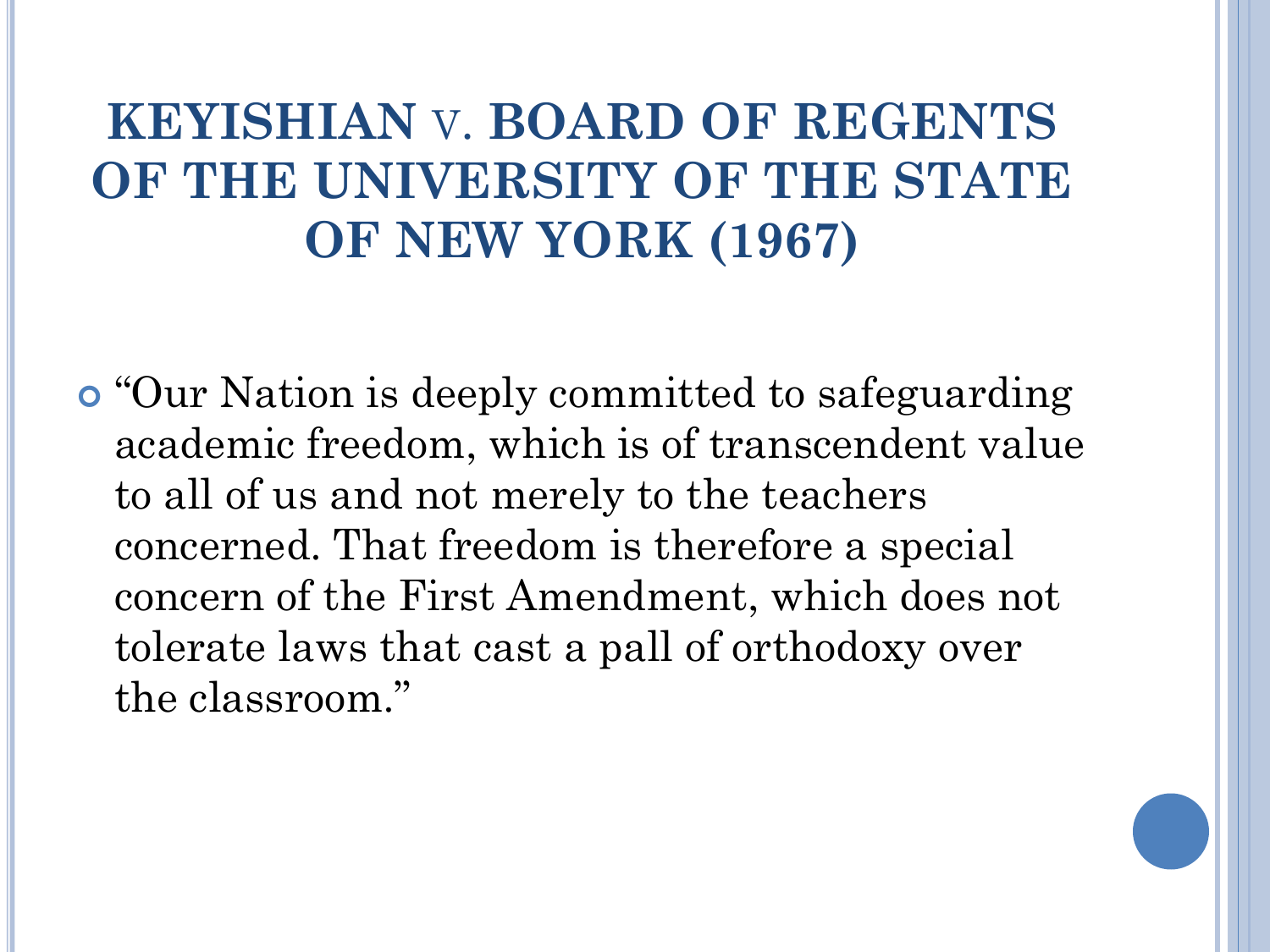# KEYISHIAN v. BOARD OF REGENTS OF THE UNIVERSITY OF THE STATE OF NEW YORK (1967)

- "Our Nation is deeply committed to safeguarding academic freedom, which is of transcendent value to all of us and not merely to the teachers concerned. That freedom is therefore a special concern of the First Amendment, which does not tolerate laws that cast a pall of orthodoxy over the classroom."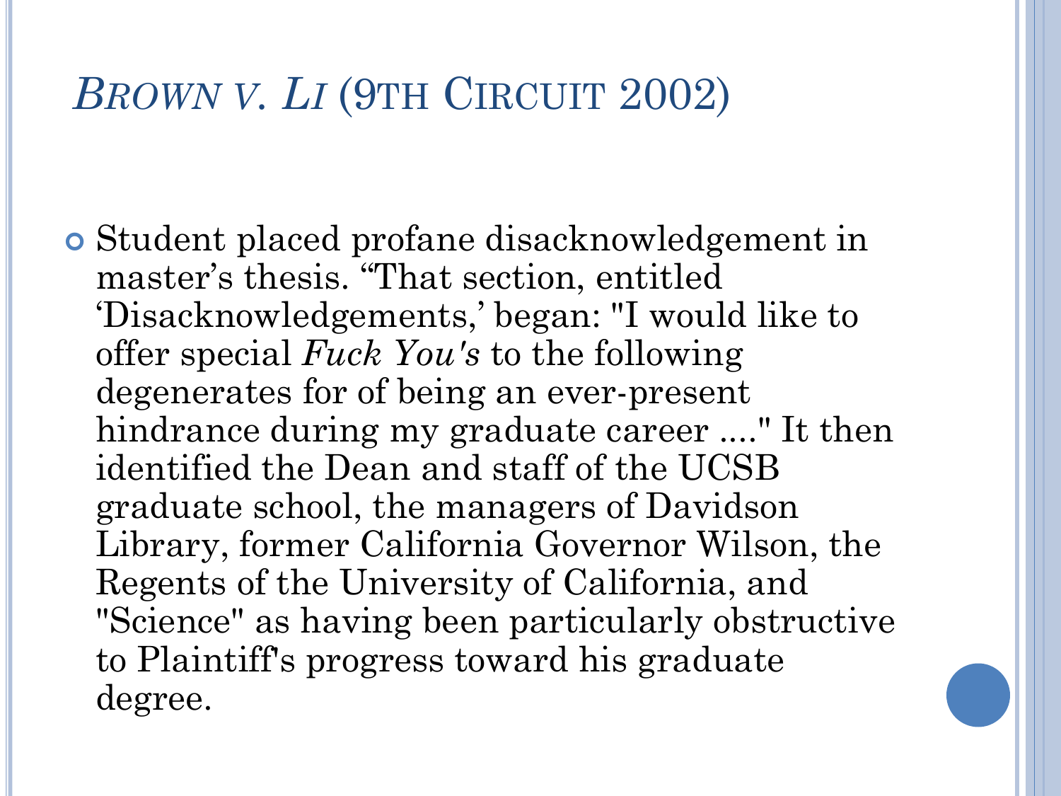# *Brown v. Li* (9th Circuit 2002)

- Student placed profane disacknowledgement in master's thesis. "That section, entitled 'Disacknowledgements,' began: "I would like to offer special *Fuck You's* to the following degenerates for of being an ever-present hindrance during my graduate career ...." It then identified the Dean and staff of the UCSB graduate school, the managers of Davidson Library, former California Governor Wilson, the Regents of the University of California, and "Science" as having been particularly obstructive to Plaintiff's progress toward his graduate degree.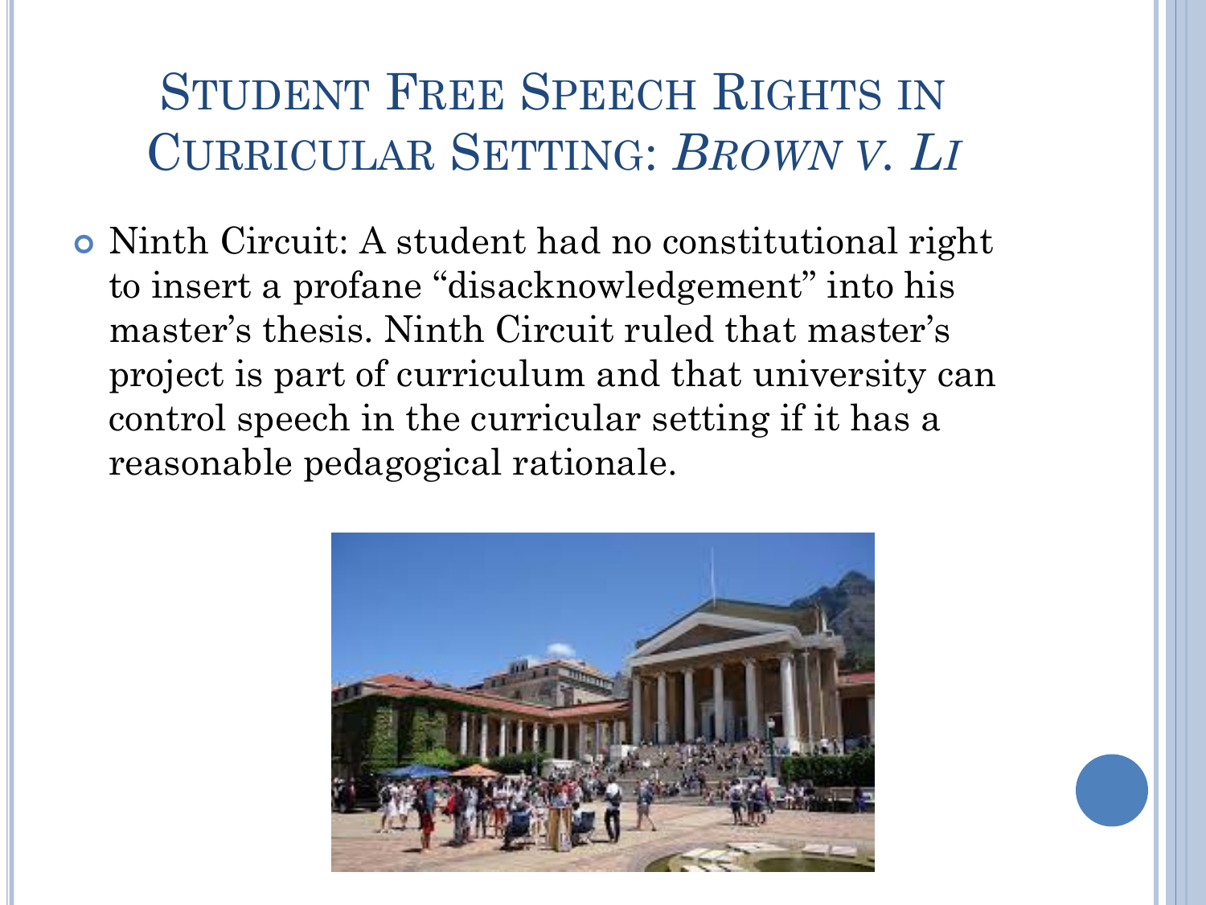# Student Free Speech Rights in Curricular Setting: *Brown v. Li*

- Ninth Circuit: A student had no constitutional right to insert a profane "disacknowledgement" into his master's thesis. Ninth Circuit ruled that master's project is part of curriculum and that university can control speech in the curricular setting if it has a reasonable pedagogical rationale.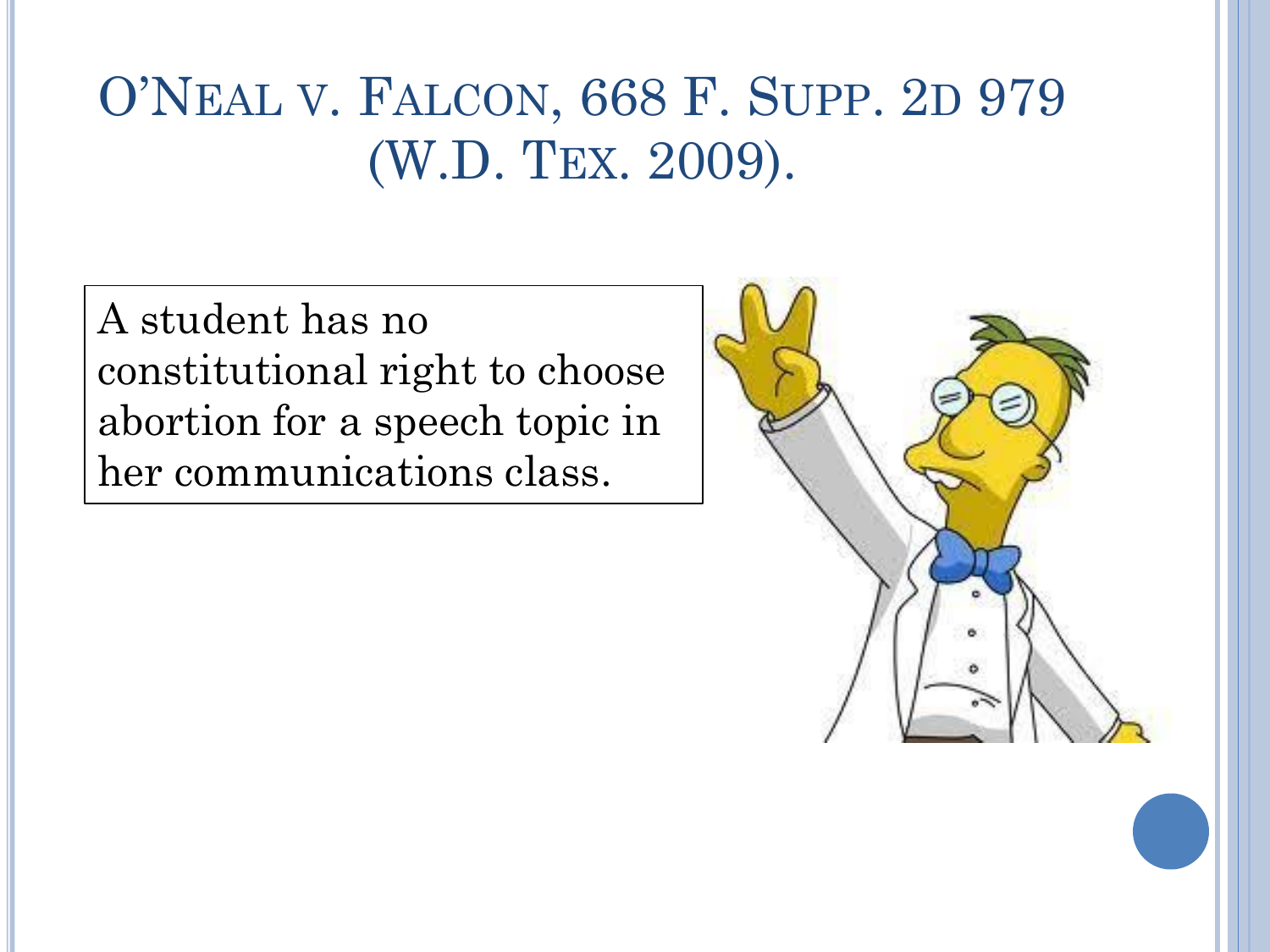# O'Neal v. Falcon, 668 F. Supp. 2d 979 (W.D. Tex. 2009).

A student has no constitutional right to choose abortion for a speech topic in her communications class.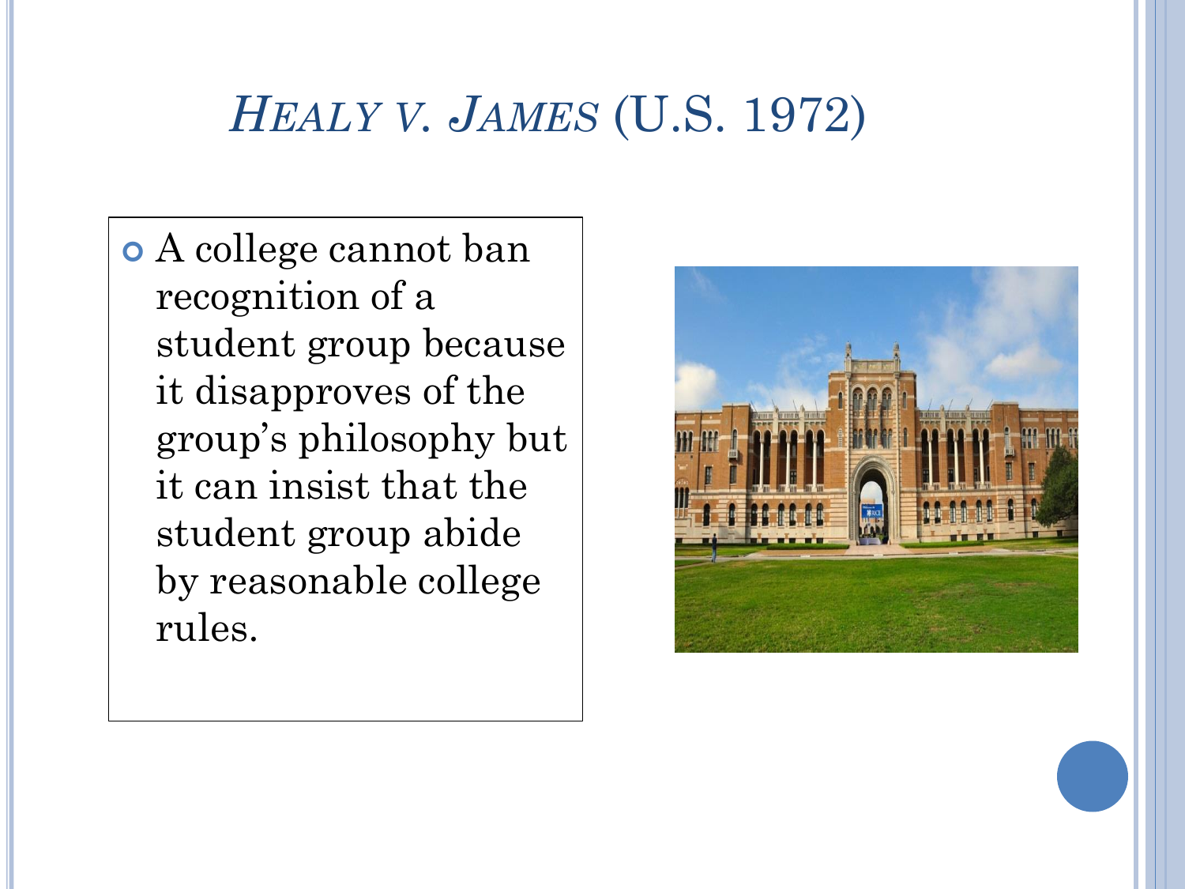# *Healy v. James* (U.S. 1972)

- A college cannot ban recognition of a student group because it disapproves of the group's philosophy but it can insist that the student group abide by reasonable college rules.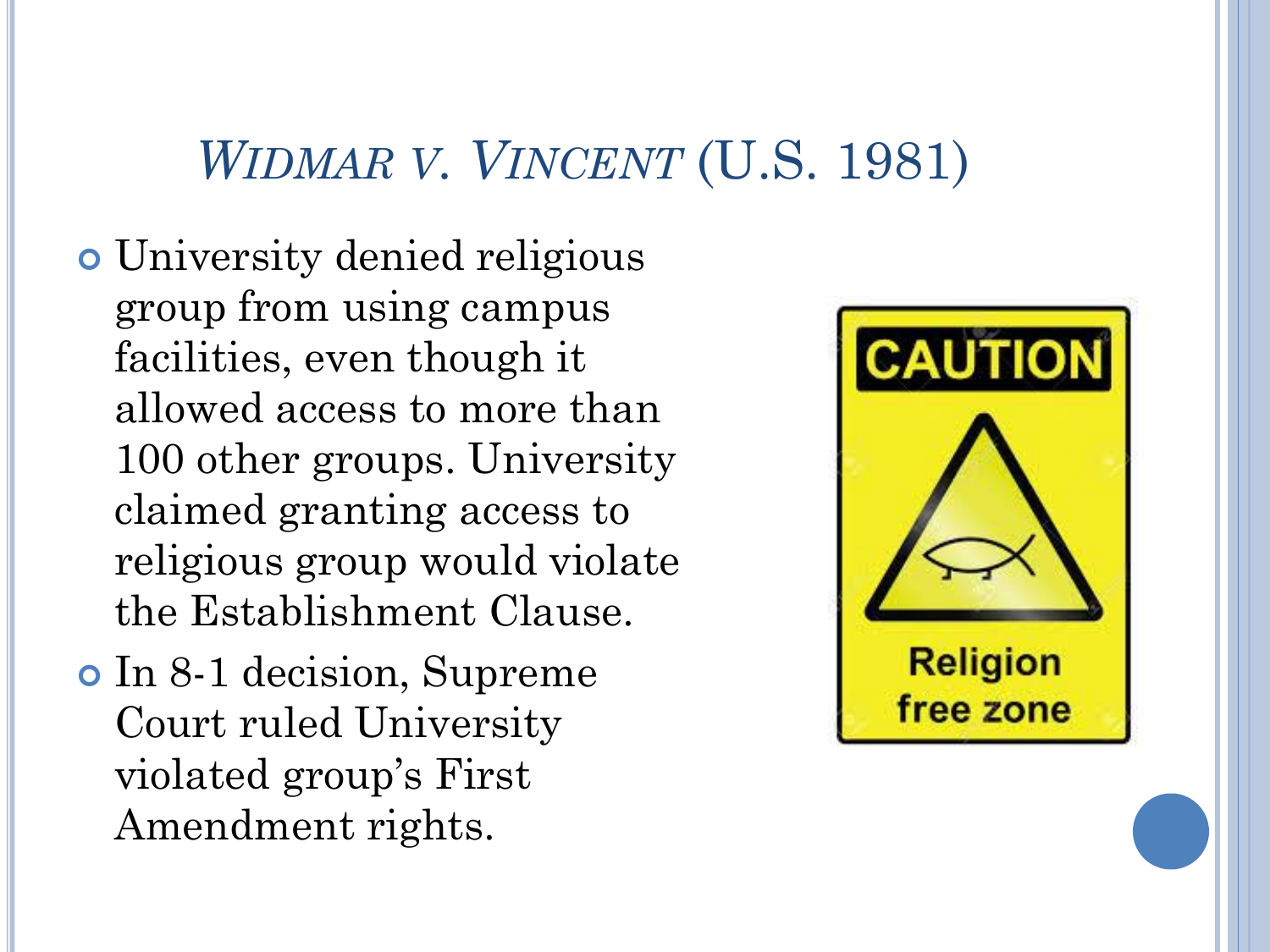# *Widmar v. Vincent* (U.S. 1981)

- University denied religious group from using campus facilities, even though it allowed access to more than 100 other groups. University claimed granting access to religious group would violate the Establishment Clause.
- In 8-1 decision, Supreme Court ruled University violated group's First Amendment rights.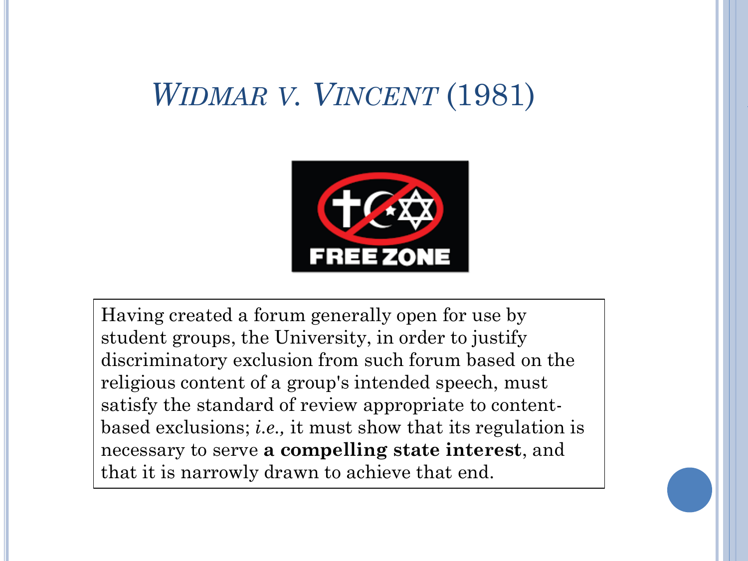# *Widmar v. Vincent* (1981)

FREE ZONE

Having created a forum generally open for use by student groups, the University, in order to justify discriminatory exclusion from such forum based on the religious content of a group's intended speech, must satisfy the standard of review appropriate to content-based exclusions; *i.e.,* it must show that its regulation is necessary to serve **a compelling state interest**, and that it is narrowly drawn to achieve that end.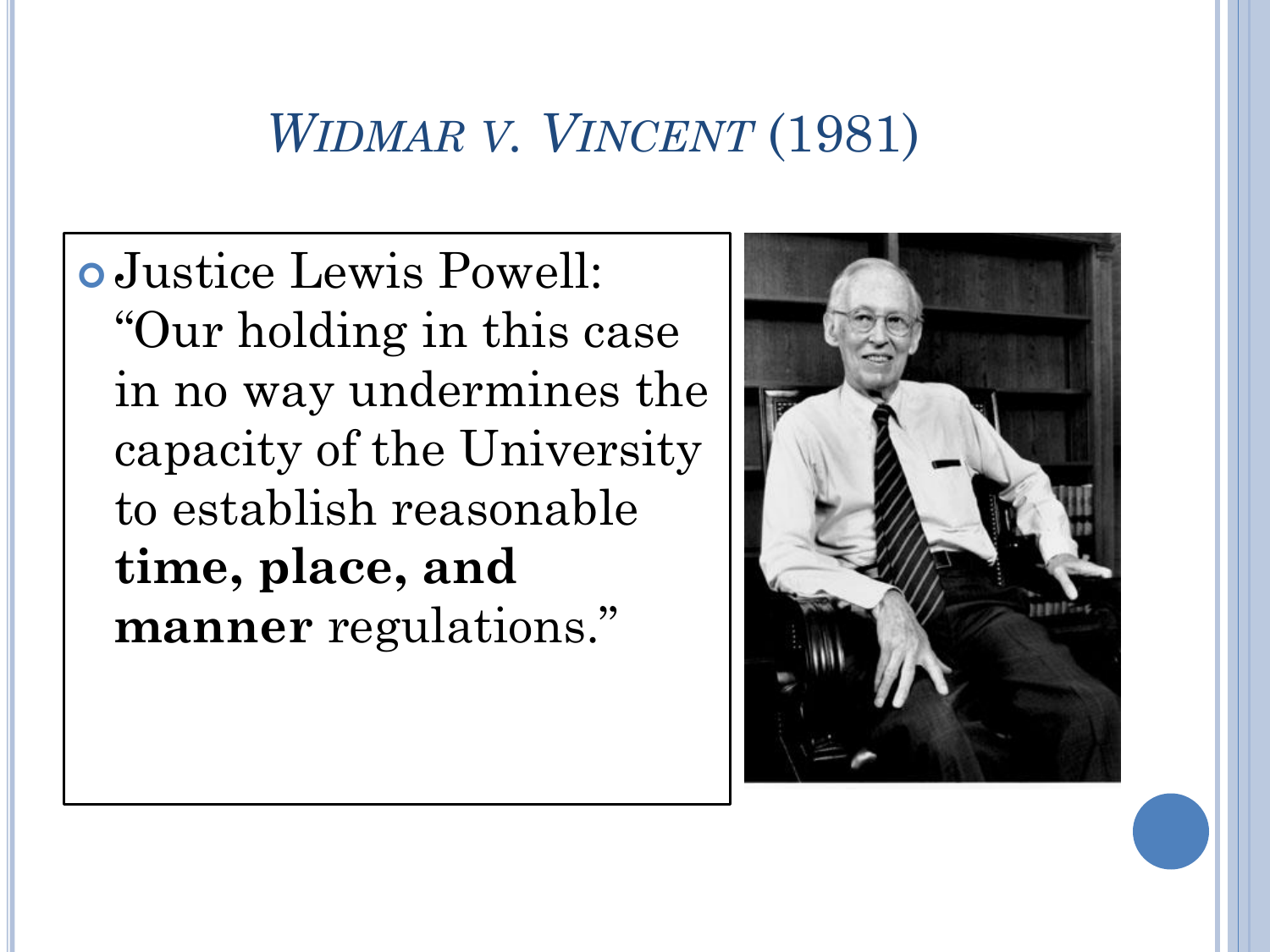# *Widmar v. Vincent* (1981)

- Justice Lewis Powell: "Our holding in this case in no way undermines the capacity of the University to establish reasonable **time, place, and manner** regulations."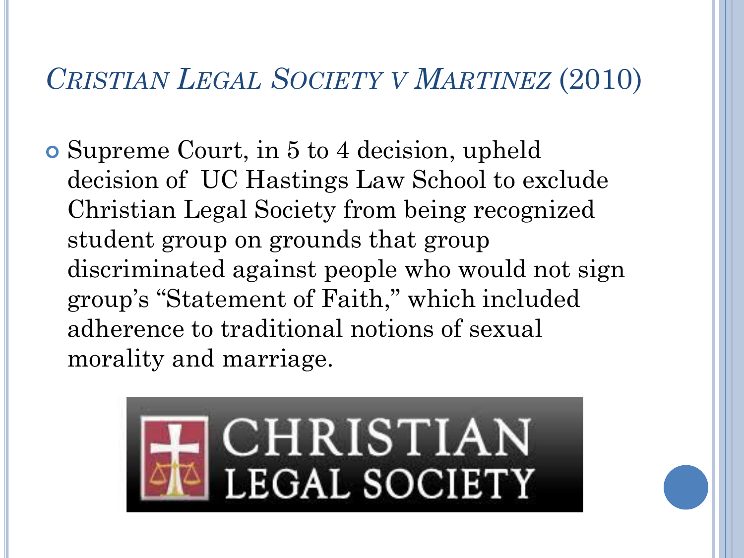## *Cristian Legal Society v Martinez* (2010)

- Supreme Court, in 5 to 4 decision, upheld decision of UC Hastings Law School to exclude Christian Legal Society from being recognized student group on grounds that group discriminated against people who would not sign group's "Statement of Faith," which included adherence to traditional notions of sexual morality and marriage.

CHRISTIAN LEGAL SOCIETY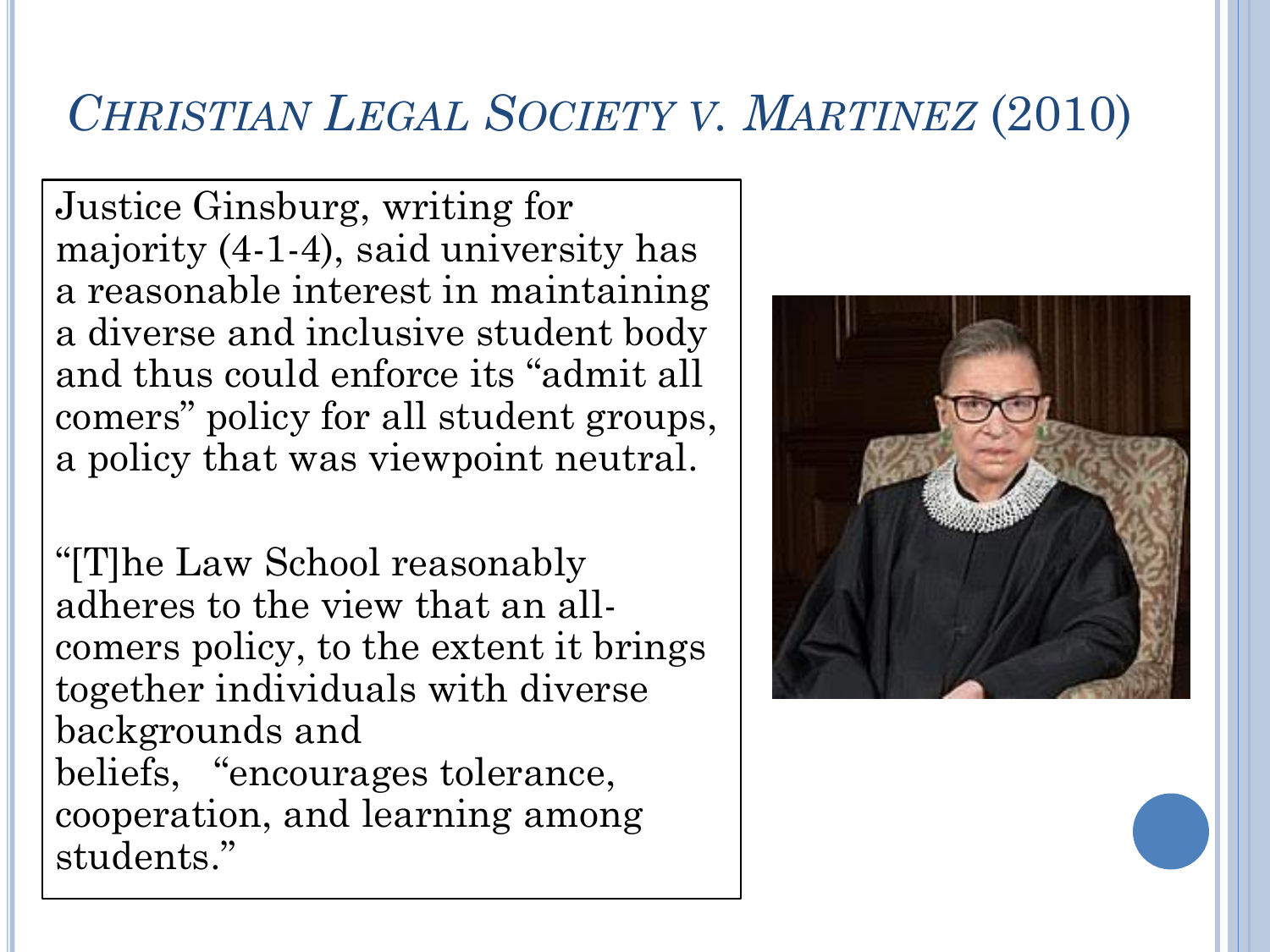# *Christian Legal Society v. Martinez* (2010)

Justice Ginsburg, writing for majority (4-1-4), said university has a reasonable interest in maintaining a diverse and inclusive student body and thus could enforce its "admit all comers" policy for all student groups, a policy that was viewpoint neutral.

"[T]he Law School reasonably adheres to the view that an all-comers policy, to the extent it brings together individuals with diverse backgrounds and beliefs, "encourages tolerance, cooperation, and learning among students."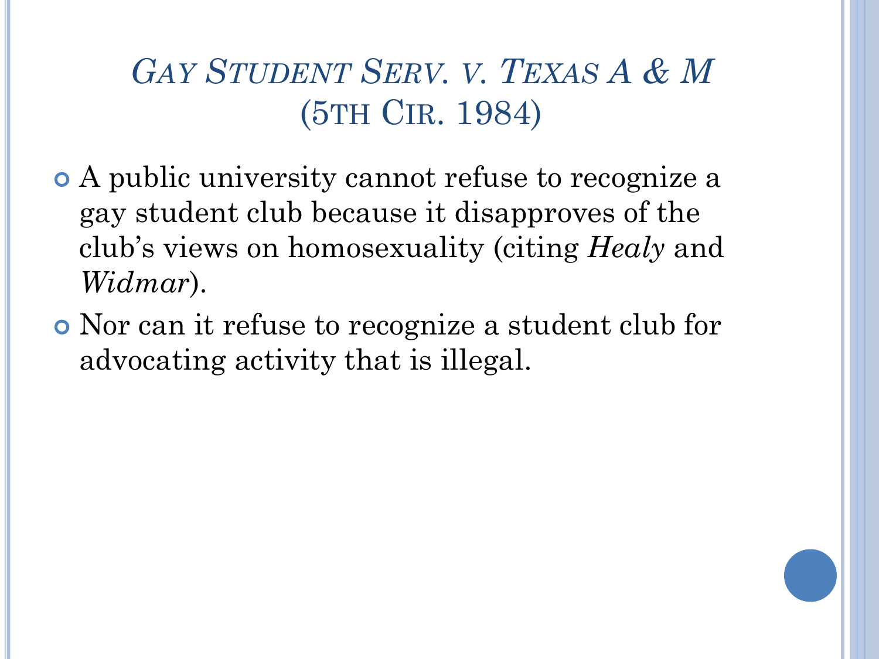# *Gay Student Serv. v. Texas A & M* (5th Cir. 1984)

- A public university cannot refuse to recognize a gay student club because it disapproves of the club's views on homosexuality (citing *Healy* and *Widmar*).
- Nor can it refuse to recognize a student club for advocating activity that is illegal.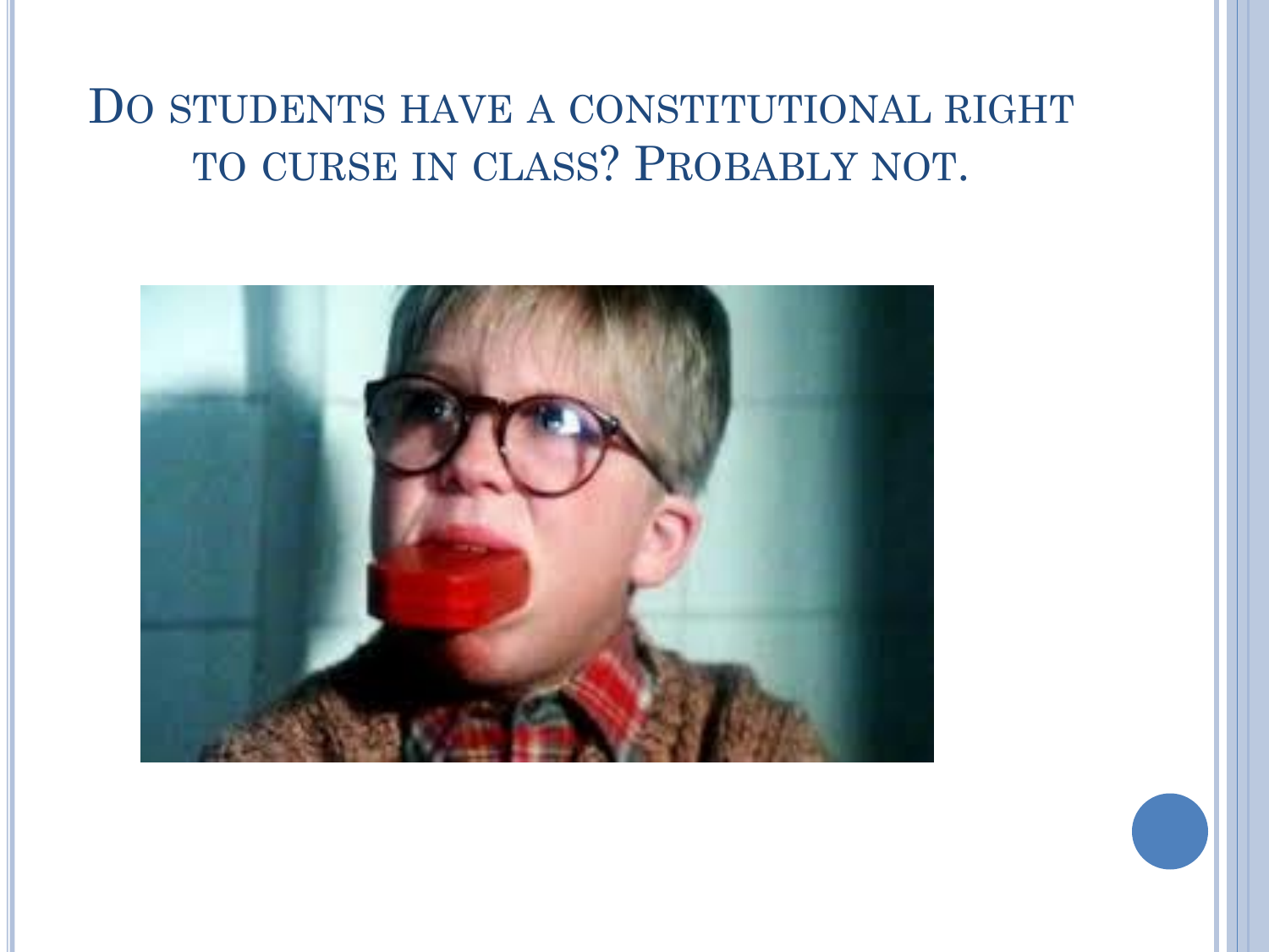# Do students have a constitutional right to curse in class? Probably not.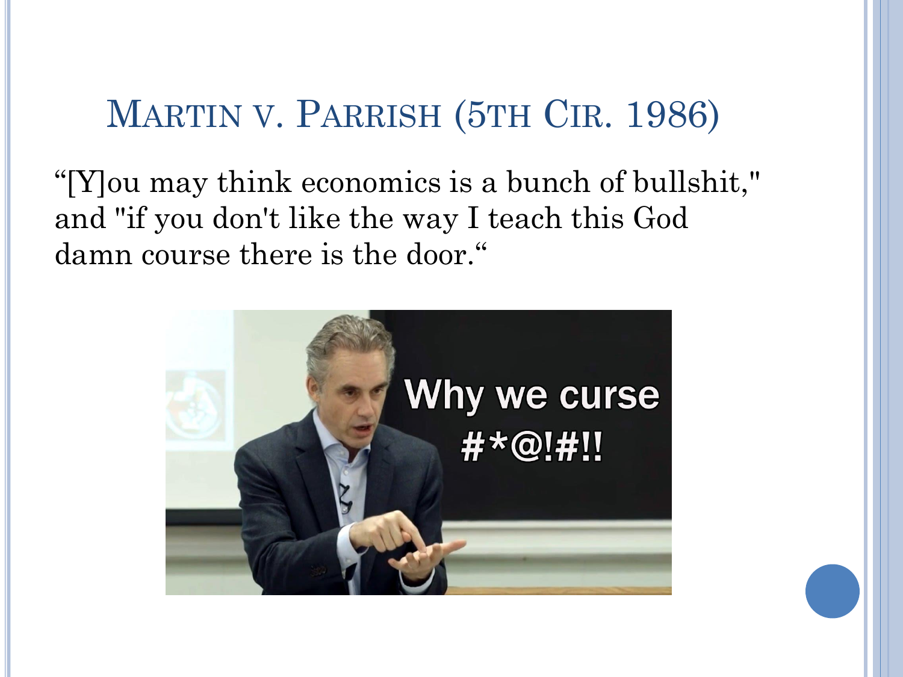# Martin v. Parrish (5th Cir. 1986)

"[Y]ou may think economics is a bunch of bullshit," and "if you don't like the way I teach this God damn course there is the door."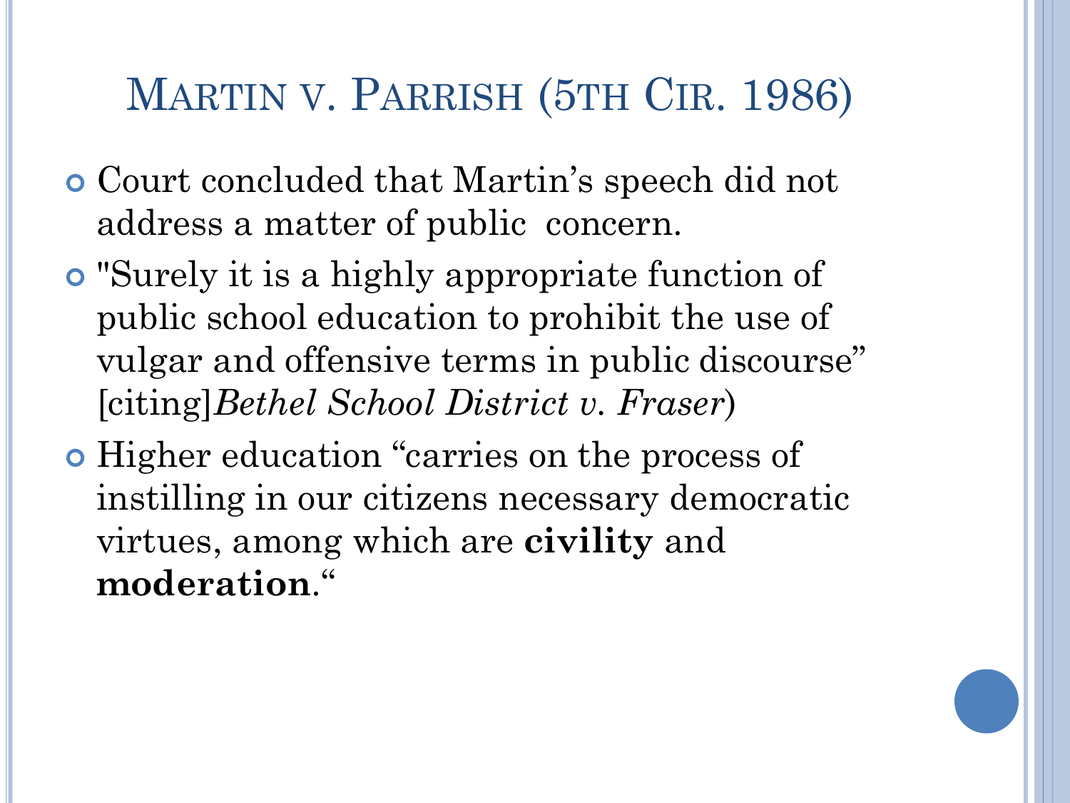# Martin v. Parrish (5th Cir. 1986)

- Court concluded that Martin's speech did not address a matter of public concern.
- "Surely it is a highly appropriate function of public school education to prohibit the use of vulgar and offensive terms in public discourse" [citing]*Bethel School District v. Fraser*)
- Higher education "carries on the process of instilling in our citizens necessary democratic virtues, among which are **civility** and **moderation**."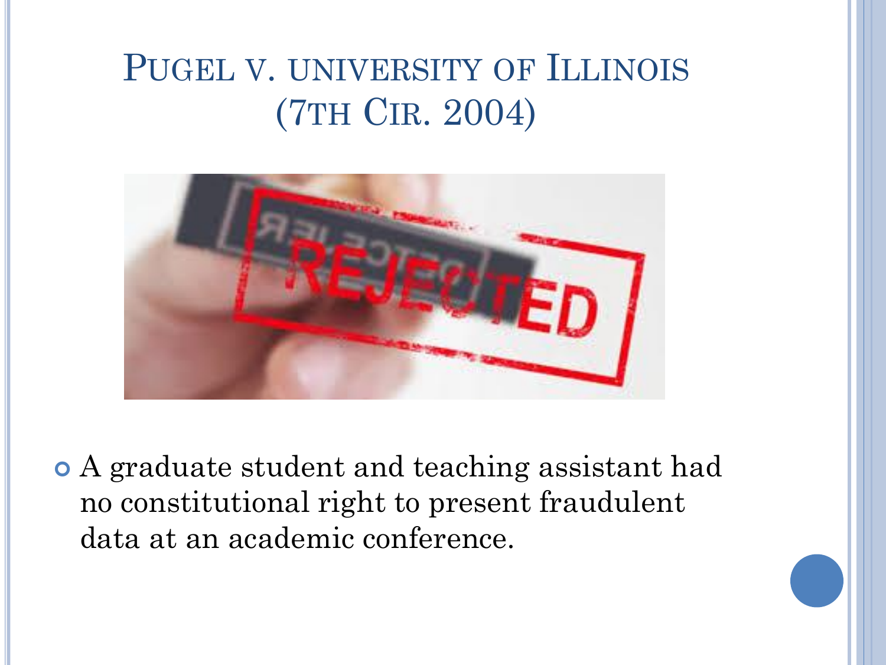# Pugel v. University of Illinois (7th Cir. 2004)

- A graduate student and teaching assistant had no constitutional right to present fraudulent data at an academic conference.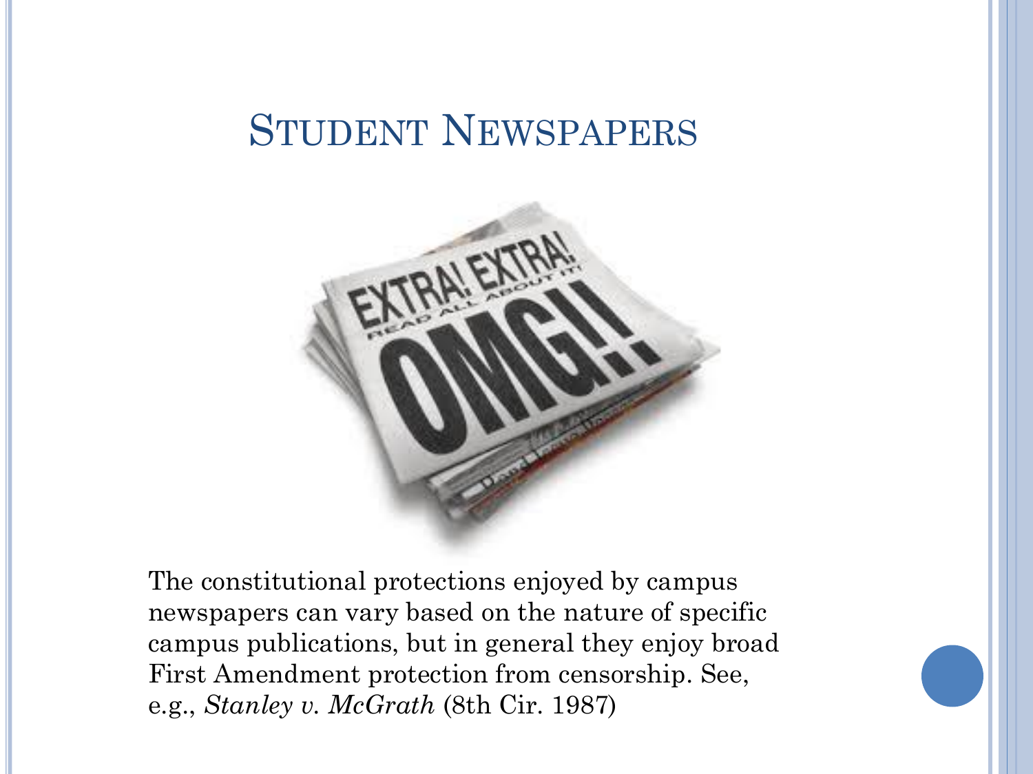# Student Newspapers

The constitutional protections enjoyed by campus newspapers can vary based on the nature of specific campus publications, but in general they enjoy broad First Amendment protection from censorship. See, e.g., *Stanley v. McGrath* (8th Cir. 1987)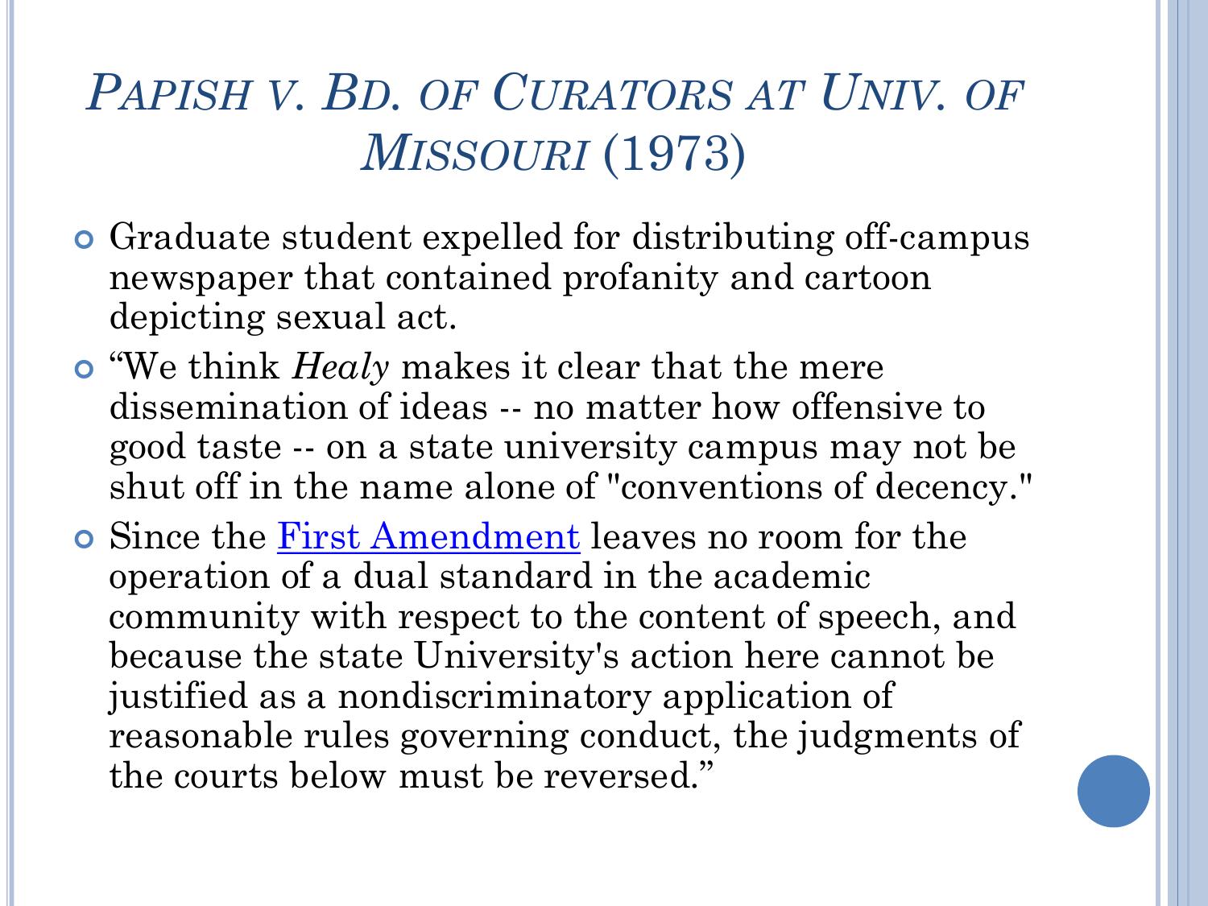# *Papish v. Bd. of Curators at Univ. of Missouri* (1973)

- Graduate student expelled for distributing off-campus newspaper that contained profanity and cartoon depicting sexual act.
- "We think *Healy* makes it clear that the mere dissemination of ideas -- no matter how offensive to good taste -- on a state university campus may not be shut off in the name alone of "conventions of decency."
- Since the First Amendment leaves no room for the operation of a dual standard in the academic community with respect to the content of speech, and because the state University's action here cannot be justified as a nondiscriminatory application of reasonable rules governing conduct, the judgments of the courts below must be reversed."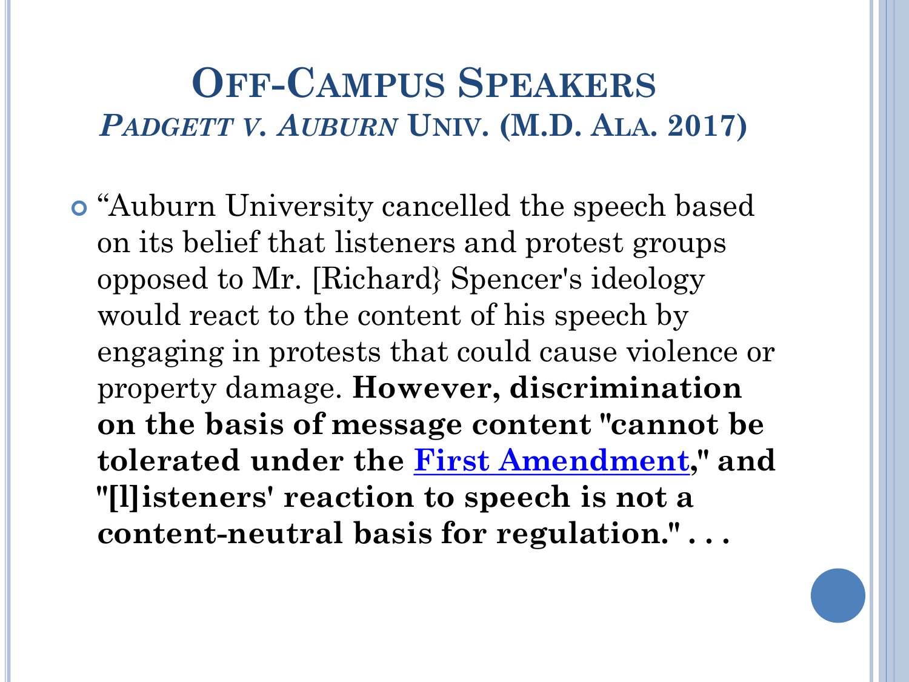# Off-Campus Speakers
## *Padgett v. Auburn* Univ. (M.D. Ala. 2017)

- "Auburn University cancelled the speech based on its belief that listeners and protest groups opposed to Mr. [Richard} Spencer's ideology would react to the content of his speech by engaging in protests that could cause violence or property damage. **However, discrimination on the basis of message content "cannot be tolerated under the First Amendment," and "[l]isteners' reaction to speech is not a content-neutral basis for regulation." . . .**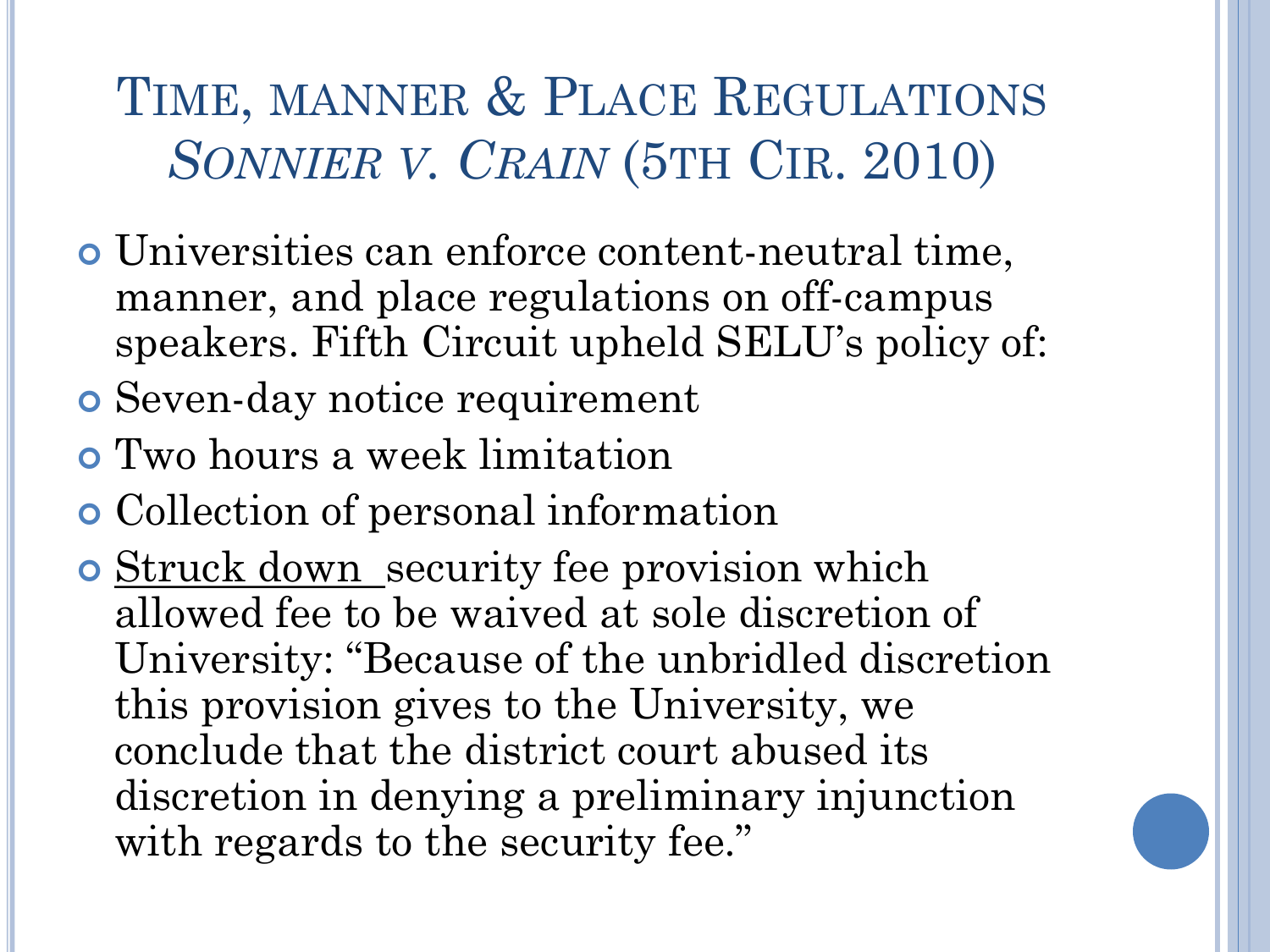# Time, manner & Place Regulations *Sonnier v. Crain* (5th Cir. 2010)

- Universities can enforce content-neutral time, manner, and place regulations on off-campus speakers. Fifth Circuit upheld SELU's policy of:
- Seven-day notice requirement
- Two hours a week limitation
- Collection of personal information
- <u>Struck down</u> security fee provision which allowed fee to be waived at sole discretion of University: "Because of the unbridled discretion this provision gives to the University, we conclude that the district court abused its discretion in denying a preliminary injunction with regards to the security fee."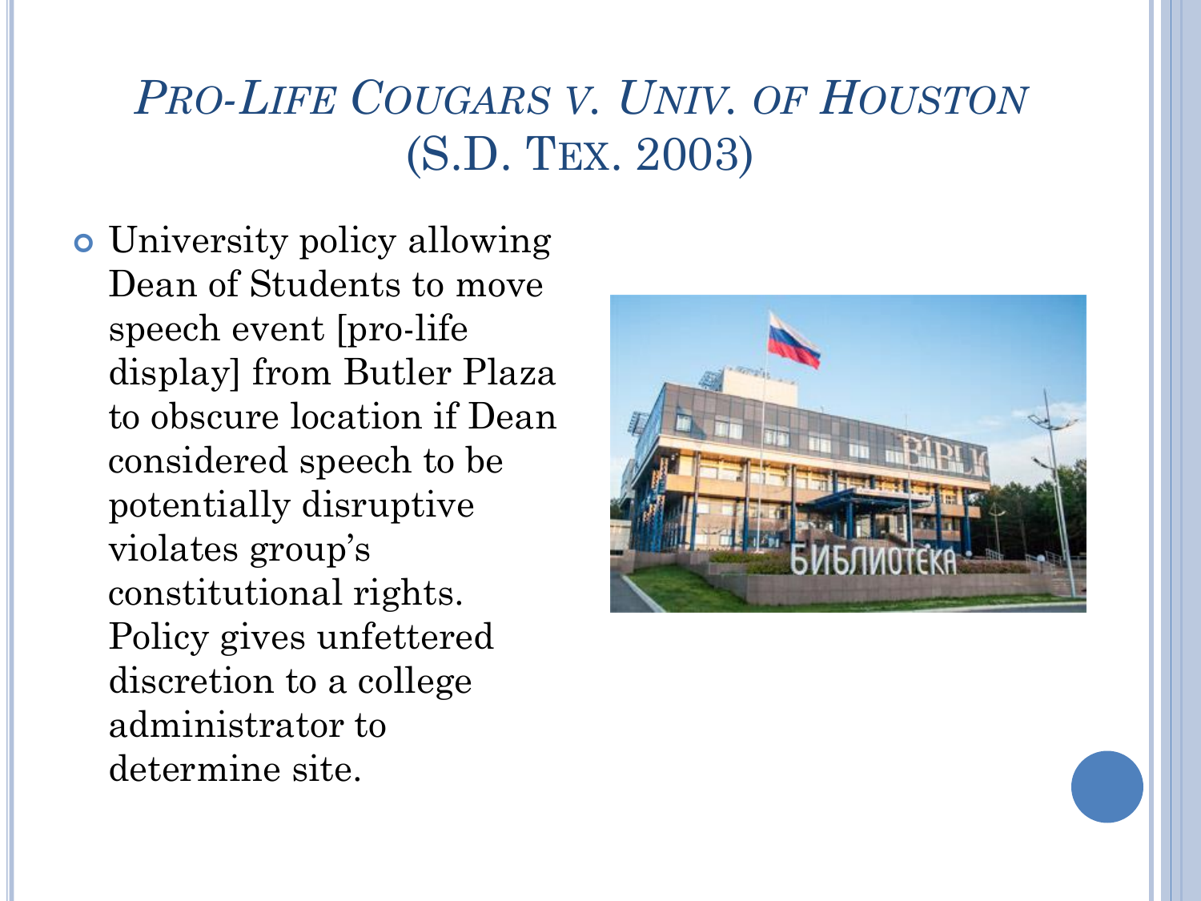# *Pro-Life Cougars v. Univ. of Houston* (S.D. Tex. 2003)

- University policy allowing Dean of Students to move speech event [pro-life display] from Butler Plaza to obscure location if Dean considered speech to be potentially disruptive violates group's constitutional rights. Policy gives unfettered discretion to a college administrator to determine site.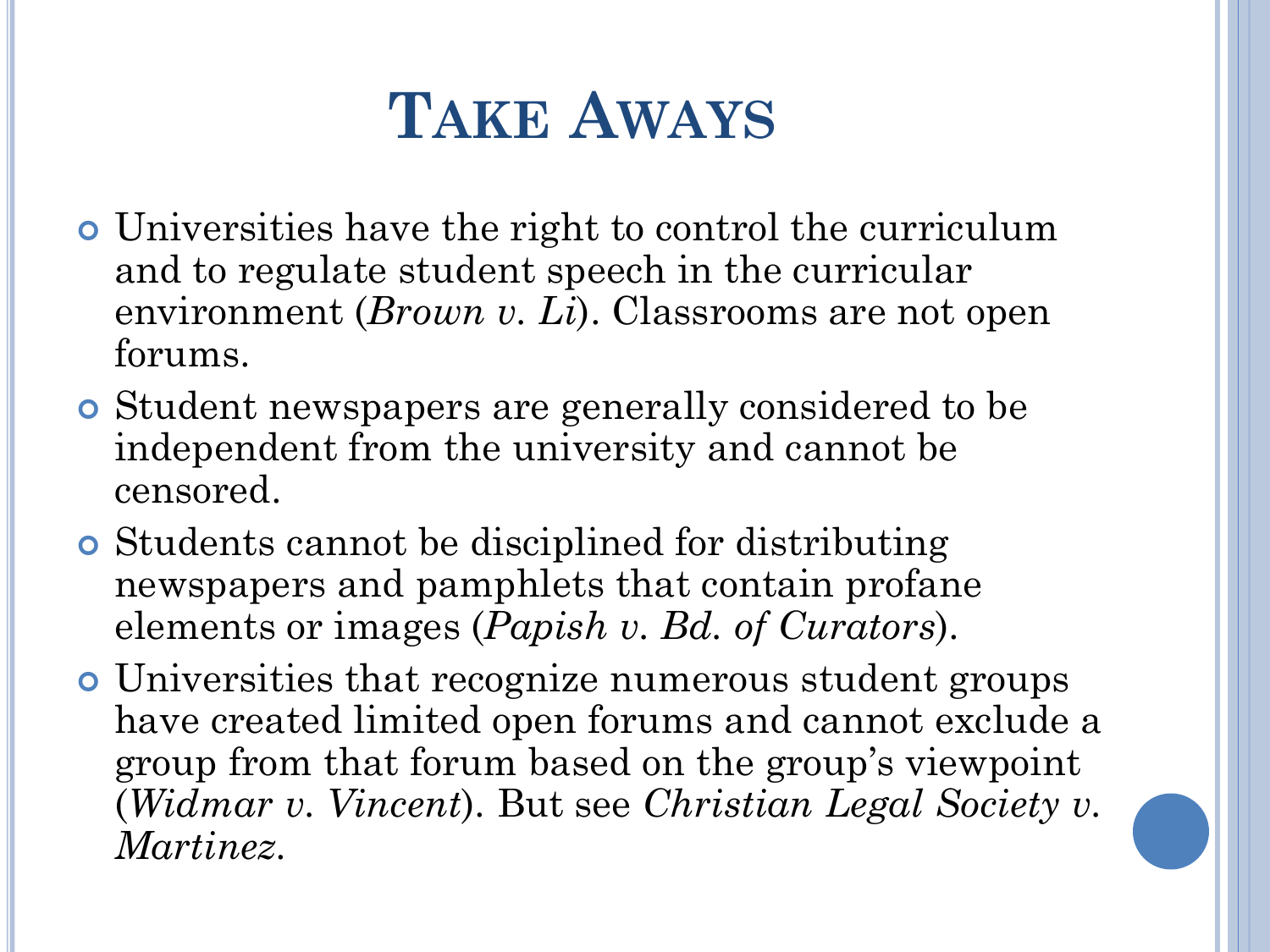# Take Aways

- Universities have the right to control the curriculum and to regulate student speech in the curricular environment (*Brown v. Li*). Classrooms are not open forums.
- Student newspapers are generally considered to be independent from the university and cannot be censored.
- Students cannot be disciplined for distributing newspapers and pamphlets that contain profane elements or images (*Papish v. Bd. of Curators*).
- Universities that recognize numerous student groups have created limited open forums and cannot exclude a group from that forum based on the group's viewpoint (*Widmar v. Vincent*). But see *Christian Legal Society v. Martinez*.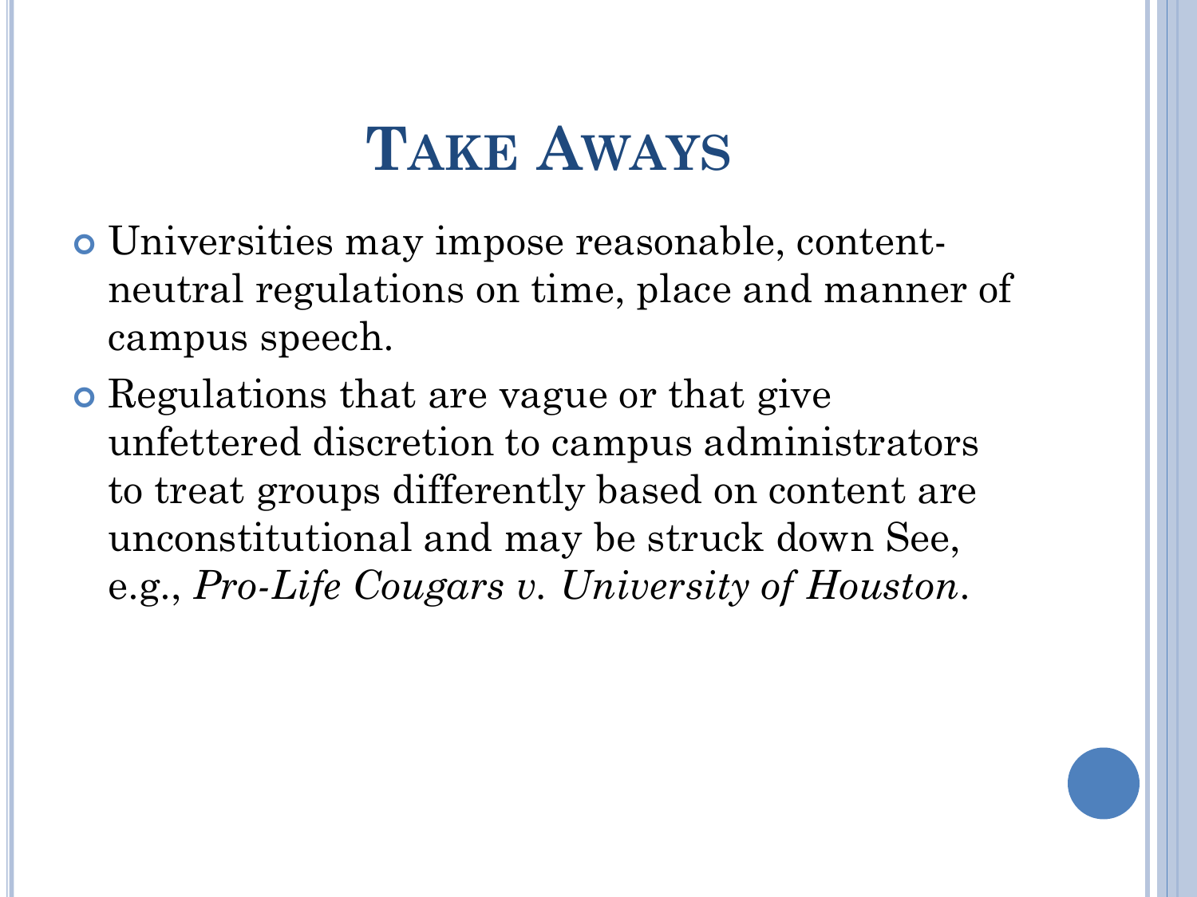# Take Aways

- Universities may impose reasonable, content-neutral regulations on time, place and manner of campus speech.
- Regulations that are vague or that give unfettered discretion to campus administrators to treat groups differently based on content are unconstitutional and may be struck down See, e.g., *Pro-Life Cougars v. University of Houston*.